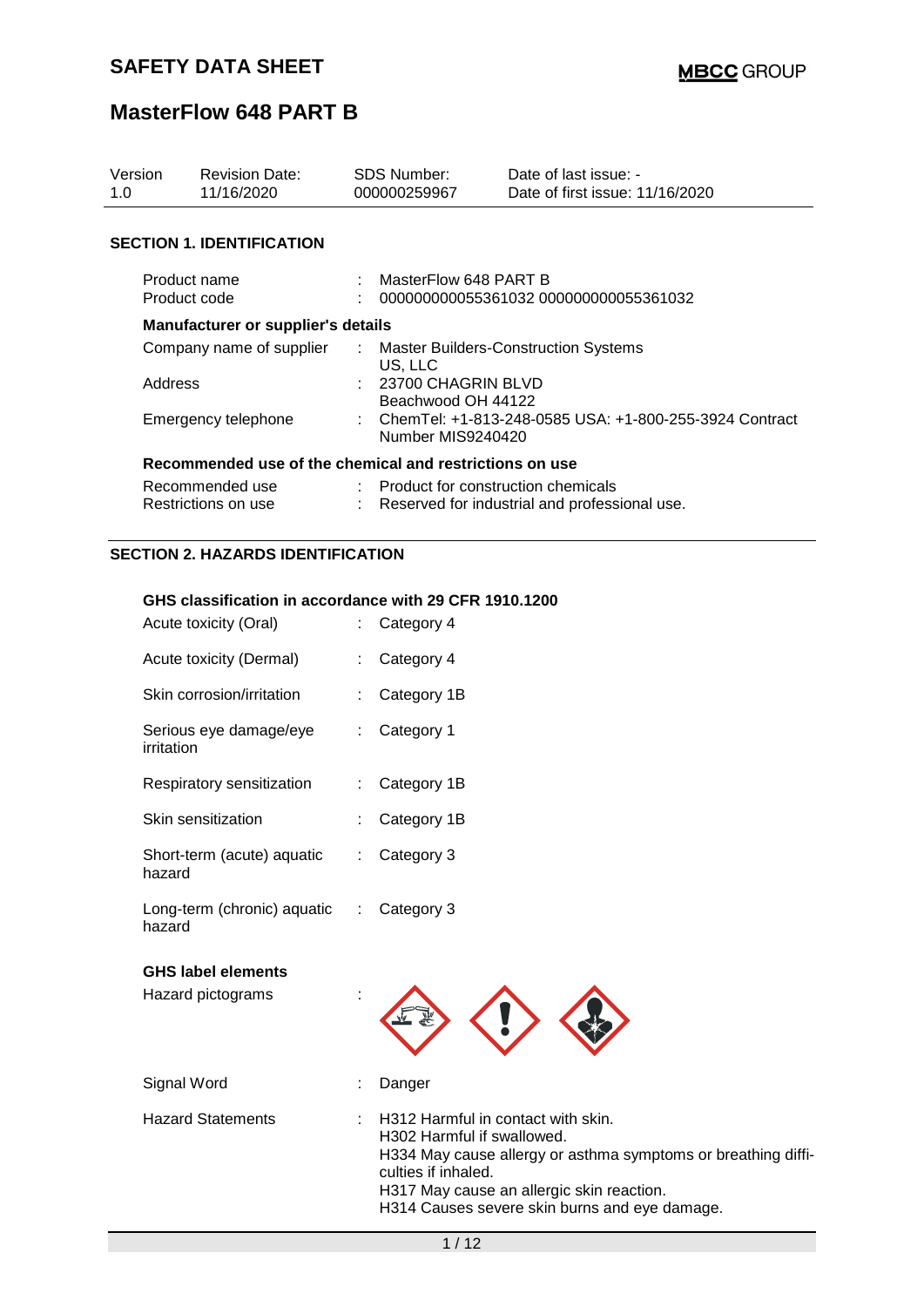# SAFETY DATA SHEET

**MBCC GROUP**

# MasterFlow 648 PART B

| Version | Revision Date: | SDS Number: | Date of last issue: - |
|---|---|---|---|
| 1.0 | 11/16/2020 | 000000259967 | Date of first issue: 11/16/2020 |

## SECTION 1. IDENTIFICATION

| | | |
|---|---|---|
| Product name | : | MasterFlow 648 PART B |
| Product code | : | 000000000055361032 000000000055361032 |

**Manufacturer or supplier's details**

| | | |
|---|---|---|
| Company name of supplier | : | Master Builders-Construction Systems US, LLC |
| Address | : | 23700 CHAGRIN BLVD Beachwood OH 44122 |
| Emergency telephone | : | ChemTel: +1-813-248-0585 USA: +1-800-255-3924 Contract Number MIS9240420 |

**Recommended use of the chemical and restrictions on use**

| | | |
|---|---|---|
| Recommended use | : | Product for construction chemicals |
| Restrictions on use | : | Reserved for industrial and professional use. |

## SECTION 2. HAZARDS IDENTIFICATION

**GHS classification in accordance with 29 CFR 1910.1200**

| | | |
|---|---|---|
| Acute toxicity (Oral) | : | Category 4 |
| Acute toxicity (Dermal) | : | Category 4 |
| Skin corrosion/irritation | : | Category 1B |
| Serious eye damage/eye irritation | : | Category 1 |
| Respiratory sensitization | : | Category 1B |
| Skin sensitization | : | Category 1B |
| Short-term (acute) aquatic hazard | : | Category 3 |
| Long-term (chronic) aquatic hazard | : | Category 3 |

**GHS label elements**

Hazard pictograms :

Signal Word : Danger

Hazard Statements :
H312 Harmful in contact with skin.
H302 Harmful if swallowed.
H334 May cause allergy or asthma symptoms or breathing difficulties if inhaled.
H317 May cause an allergic skin reaction.
H314 Causes severe skin burns and eye damage.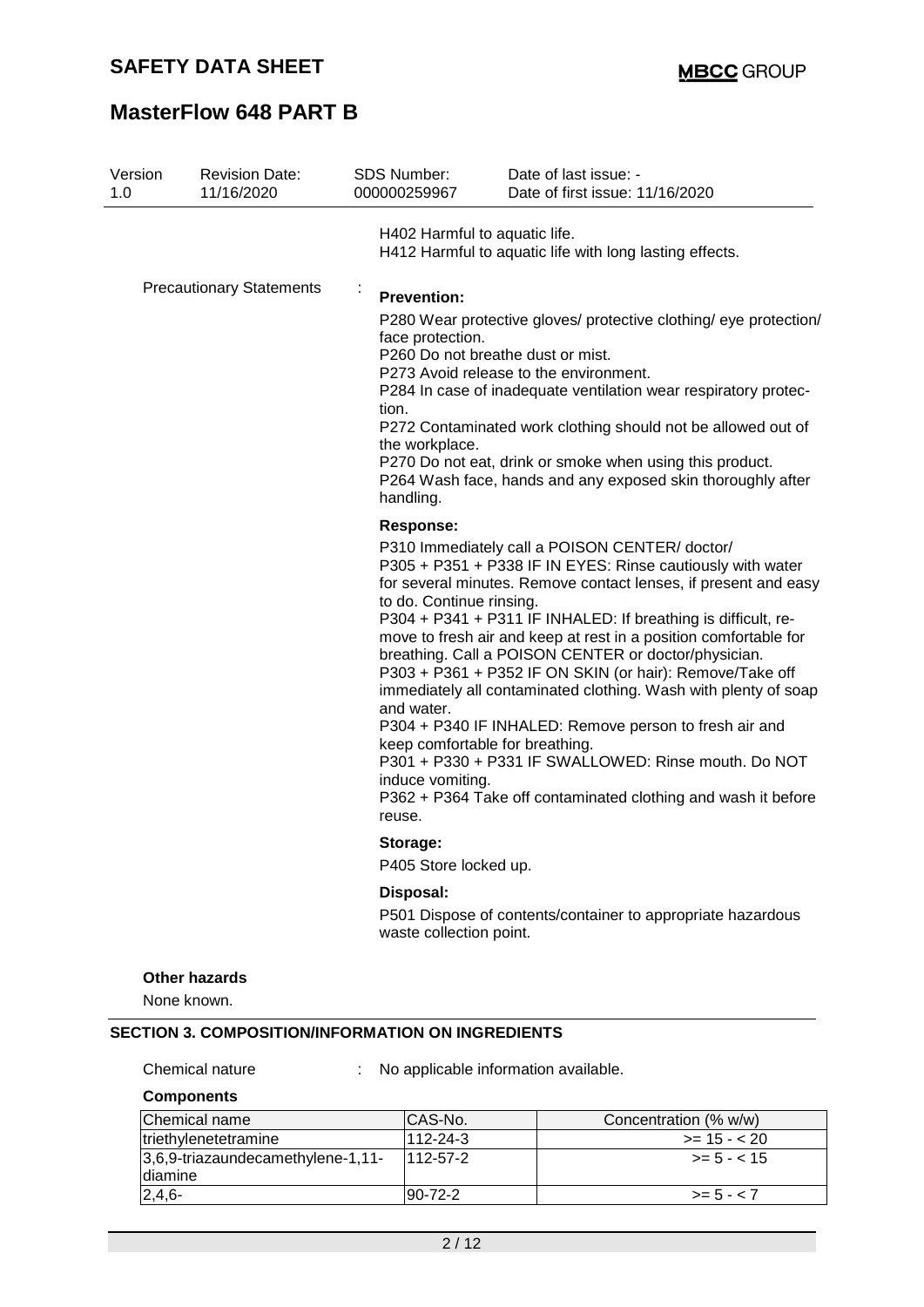H402 Harmful to aquatic life.
H412 Harmful to aquatic life with long lasting effects.

Precautionary Statements :

**Prevention:**

P280 Wear protective gloves/ protective clothing/ eye protection/ face protection.
P260 Do not breathe dust or mist.
P273 Avoid release to the environment.
P284 In case of inadequate ventilation wear respiratory protection.
P272 Contaminated work clothing should not be allowed out of the workplace.
P270 Do not eat, drink or smoke when using this product.
P264 Wash face, hands and any exposed skin thoroughly after handling.

**Response:**

P310 Immediately call a POISON CENTER/ doctor/
P305 + P351 + P338 IF IN EYES: Rinse cautiously with water for several minutes. Remove contact lenses, if present and easy to do. Continue rinsing.
P304 + P341 + P311 IF INHALED: If breathing is difficult, remove to fresh air and keep at rest in a position comfortable for breathing. Call a POISON CENTER or doctor/physician.
P303 + P361 + P352 IF ON SKIN (or hair): Remove/Take off immediately all contaminated clothing. Wash with plenty of soap and water.
P304 + P340 IF INHALED: Remove person to fresh air and keep comfortable for breathing.
P301 + P330 + P331 IF SWALLOWED: Rinse mouth. Do NOT induce vomiting.
P362 + P364 Take off contaminated clothing and wash it before reuse.

**Storage:**

P405 Store locked up.

**Disposal:**

P501 Dispose of contents/container to appropriate hazardous waste collection point.

**Other hazards**

None known.

## SECTION 3. COMPOSITION/INFORMATION ON INGREDIENTS

Chemical nature : No applicable information available.

**Components**

| Chemical name | CAS-No. | Concentration (% w/w) |
|---|---|---|
| triethylenetetramine | 112-24-3 | >= 15 - < 20 |
| 3,6,9-triazaundecamethylene-1,11-diamine | 112-57-2 | >= 5 - < 15 |
| 2,4,6- | 90-72-2 | >= 5 - < 7 |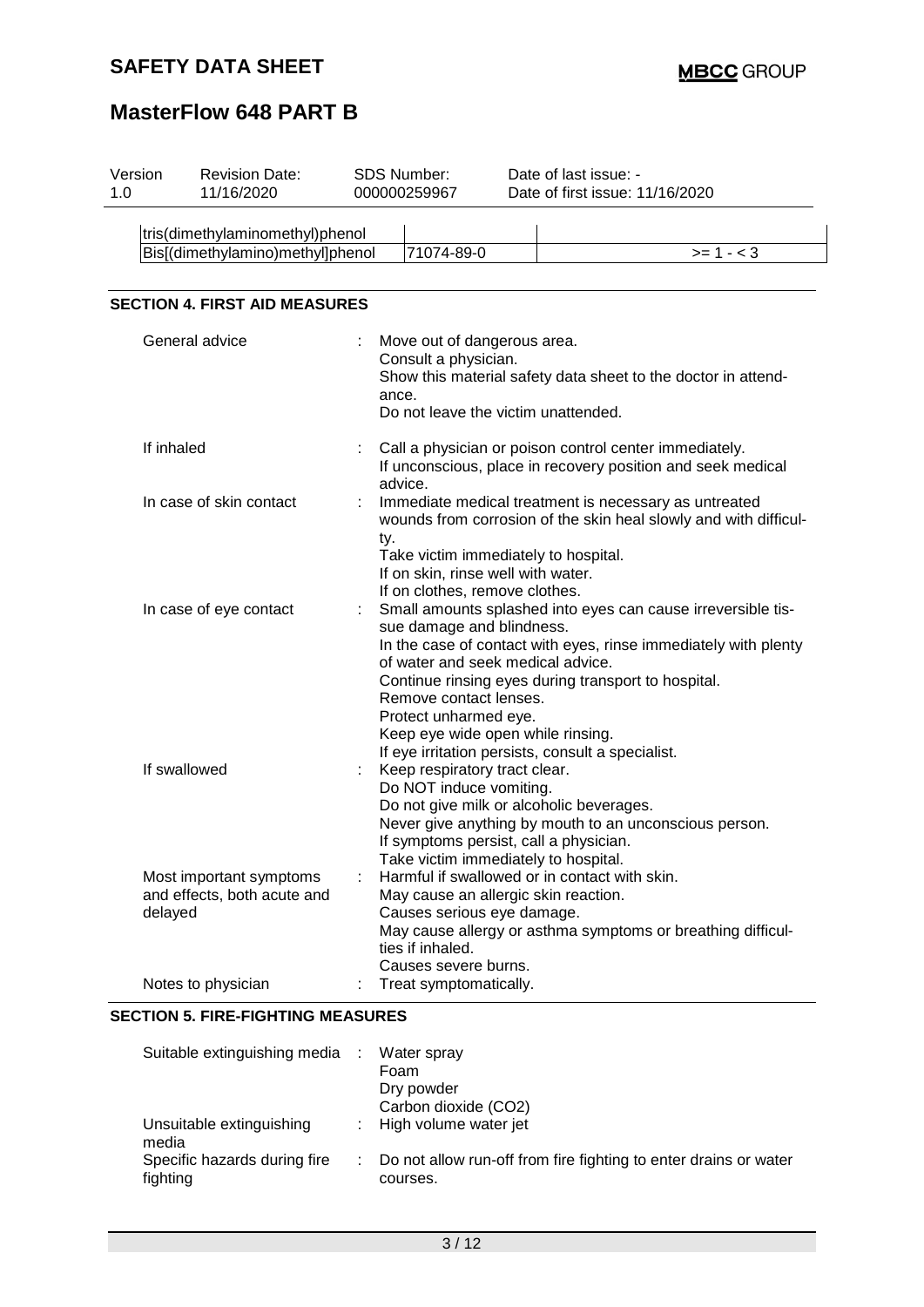| tris(dimethylaminomethyl)phenol | | |
|---|---|---|
| Bis[(dimethylamino)methyl]phenol | 71074-89-0 | >= 1 - < 3 |

## SECTION 4. FIRST AID MEASURES

General advice : Move out of dangerous area.
Consult a physician.
Show this material safety data sheet to the doctor in attendance.
Do not leave the victim unattended.

If inhaled : Call a physician or poison control center immediately.
If unconscious, place in recovery position and seek medical advice.

In case of skin contact : Immediate medical treatment is necessary as untreated wounds from corrosion of the skin heal slowly and with difficulty.
Take victim immediately to hospital.
If on skin, rinse well with water.
If on clothes, remove clothes.

In case of eye contact : Small amounts splashed into eyes can cause irreversible tissue damage and blindness.
In the case of contact with eyes, rinse immediately with plenty of water and seek medical advice.
Continue rinsing eyes during transport to hospital.
Remove contact lenses.
Protect unharmed eye.
Keep eye wide open while rinsing.
If eye irritation persists, consult a specialist.

If swallowed : Keep respiratory tract clear.
Do NOT induce vomiting.
Do not give milk or alcoholic beverages.
Never give anything by mouth to an unconscious person.
If symptoms persist, call a physician.
Take victim immediately to hospital.

Most important symptoms and effects, both acute and delayed : Harmful if swallowed or in contact with skin.
May cause an allergic skin reaction.
Causes serious eye damage.
May cause allergy or asthma symptoms or breathing difficulties if inhaled.
Causes severe burns.

Notes to physician : Treat symptomatically.

## SECTION 5. FIRE-FIGHTING MEASURES

Suitable extinguishing media : Water spray
Foam
Dry powder
Carbon dioxide ($CO_2$)

Unsuitable extinguishing media : High volume water jet

Specific hazards during fire fighting : Do not allow run-off from fire fighting to enter drains or water courses.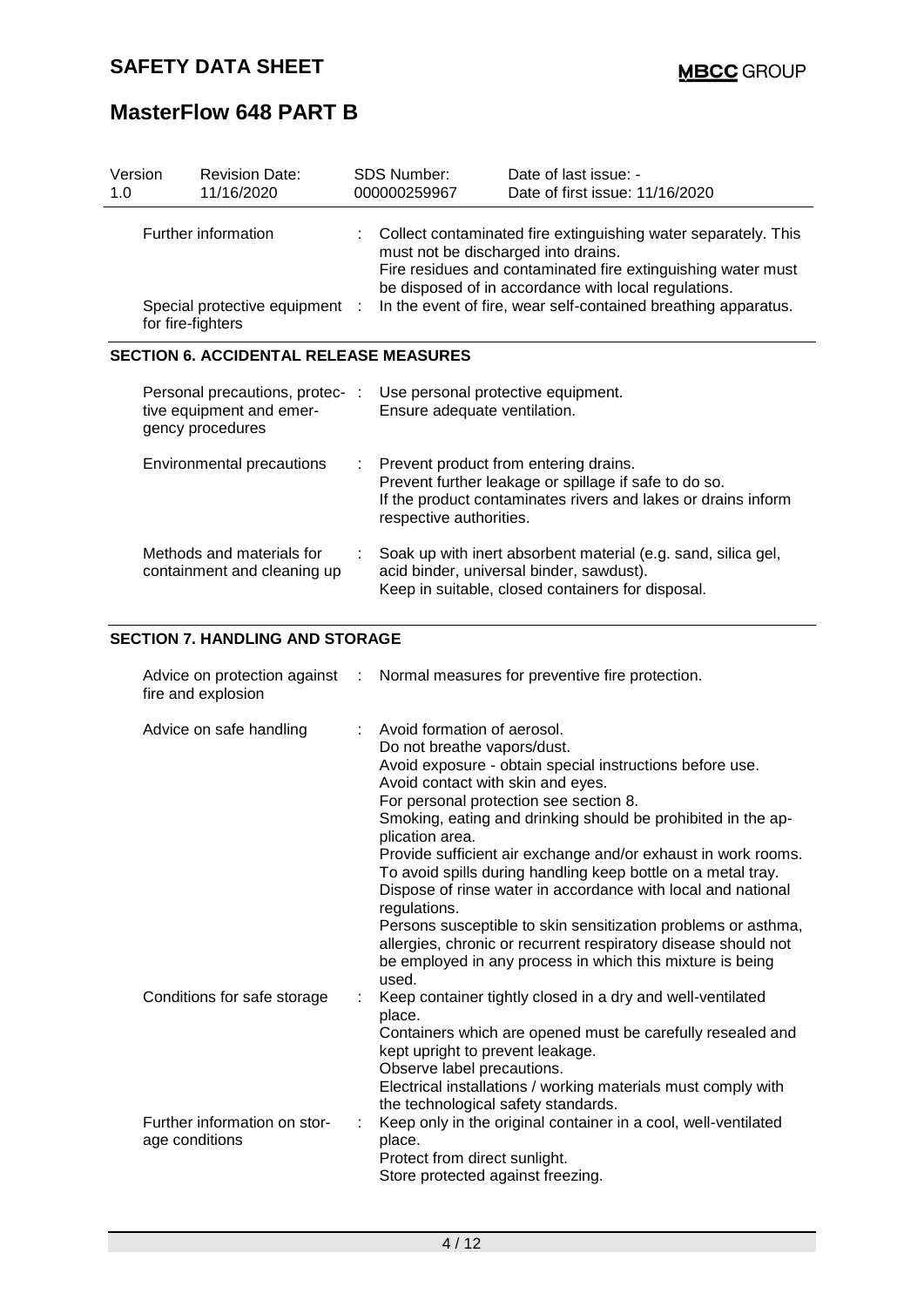| Further information | : | Collect contaminated fire extinguishing water separately. This must not be discharged into drains. Fire residues and contaminated fire extinguishing water must be disposed of in accordance with local regulations. |
|---|---|---|
| Special protective equipment for fire-fighters | : | In the event of fire, wear self-contained breathing apparatus. |

## SECTION 6. ACCIDENTAL RELEASE MEASURES

| Personal precautions, protective equipment and emergency procedures | : | Use personal protective equipment. Ensure adequate ventilation. |
|---|---|---|
| Environmental precautions | : | Prevent product from entering drains. Prevent further leakage or spillage if safe to do so. If the product contaminates rivers and lakes or drains inform respective authorities. |
| Methods and materials for containment and cleaning up | : | Soak up with inert absorbent material (e.g. sand, silica gel, acid binder, universal binder, sawdust). Keep in suitable, closed containers for disposal. |

## SECTION 7. HANDLING AND STORAGE

| Advice on protection against fire and explosion | : | Normal measures for preventive fire protection. |
|---|---|---|
| Advice on safe handling | : | Avoid formation of aerosol. Do not breathe vapors/dust. Avoid exposure - obtain special instructions before use. Avoid contact with skin and eyes. For personal protection see section 8. Smoking, eating and drinking should be prohibited in the application area. Provide sufficient air exchange and/or exhaust in work rooms. To avoid spills during handling keep bottle on a metal tray. Dispose of rinse water in accordance with local and national regulations. Persons susceptible to skin sensitization problems or asthma, allergies, chronic or recurrent respiratory disease should not be employed in any process in which this mixture is being used. |
| Conditions for safe storage | : | Keep container tightly closed in a dry and well-ventilated place. Containers which are opened must be carefully resealed and kept upright to prevent leakage. Observe label precautions. Electrical installations / working materials must comply with the technological safety standards. |
| Further information on storage conditions | : | Keep only in the original container in a cool, well-ventilated place. Protect from direct sunlight. Store protected against freezing. |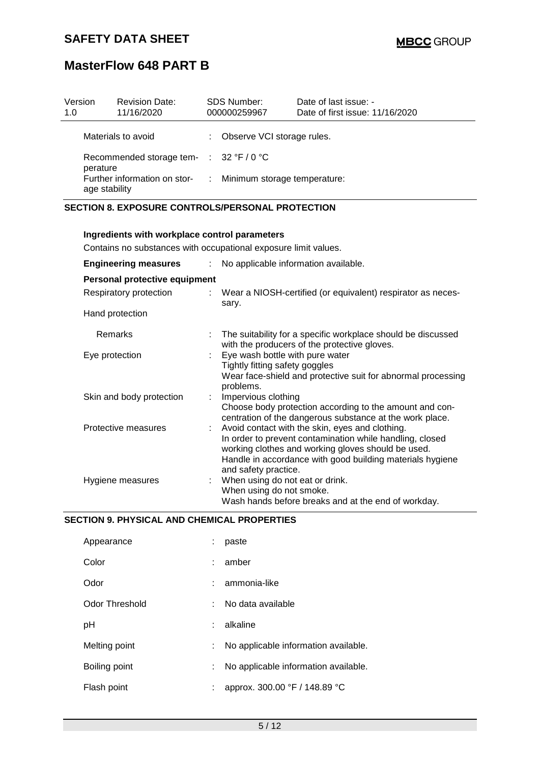| Version 1.0 | Revision Date: 11/16/2020 | SDS Number: 000000259967 | Date of last issue: - Date of first issue: 11/16/2020 |
|---|---|---|---|

Materials to avoid : Observe VCI storage rules.

Recommended storage temperature : 32 °F / 0 °C

Further information on storage stability : Minimum storage temperature:

## SECTION 8. EXPOSURE CONTROLS/PERSONAL PROTECTION

**Ingredients with workplace control parameters**

Contains no substances with occupational exposure limit values.

**Engineering measures** : No applicable information available.

**Personal protective equipment**

Respiratory protection : Wear a NIOSH-certified (or equivalent) respirator as necessary.

Hand protection

Remarks : The suitability for a specific workplace should be discussed with the producers of the protective gloves.

Eye protection : Eye wash bottle with pure water
Tightly fitting safety goggles
Wear face-shield and protective suit for abnormal processing problems.

Skin and body protection : Impervious clothing
Choose body protection according to the amount and concentration of the dangerous substance at the work place.

Protective measures : Avoid contact with the skin, eyes and clothing.
In order to prevent contamination while handling, closed working clothes and working gloves should be used.
Handle in accordance with good building materials hygiene and safety practice.

Hygiene measures : When using do not eat or drink.
When using do not smoke.
Wash hands before breaks and at the end of workday.

## SECTION 9. PHYSICAL AND CHEMICAL PROPERTIES

Appearance : paste

Color : amber

Odor : ammonia-like

Odor Threshold : No data available

pH : alkaline

Melting point : No applicable information available.

Boiling point : No applicable information available.

Flash point : approx. 300.00 °F / 148.89 °C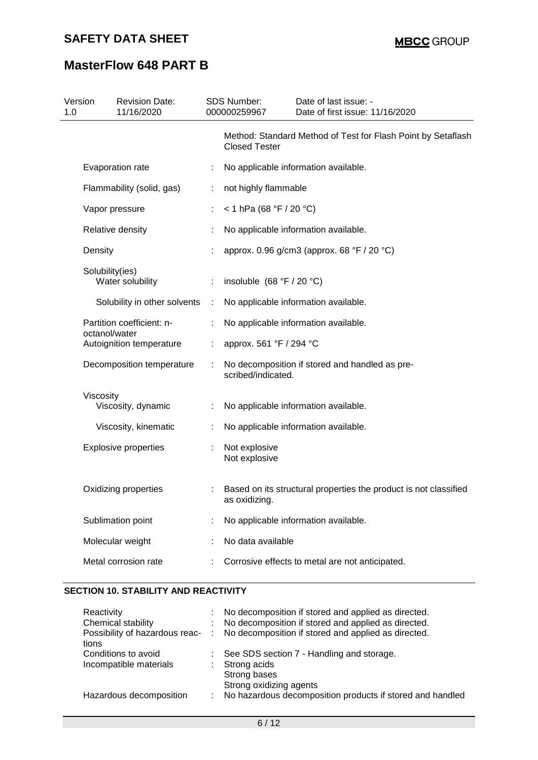| Version 1.0 | Revision Date: 11/16/2020 | SDS Number: 000000259967 | Date of last issue: - Date of first issue: 11/16/2020 |
|---|---|---|---|

| | | |
|---|---|---|
| | | Method: Standard Method of Test for Flash Point by Setaflash Closed Tester |
| Evaporation rate | : | No applicable information available. |
| Flammability (solid, gas) | : | not highly flammable |
| Vapor pressure | : | < 1 hPa (68 °F / 20 °C) |
| Relative density | : | No applicable information available. |
| Density | : | approx. 0.96 g/cm3 (approx. 68 °F / 20 °C) |
| Solubility(ies) | | |
| Water solubility | : | insoluble (68 °F / 20 °C) |
| Solubility in other solvents | : | No applicable information available. |
| Partition coefficient: n-octanol/water | : | No applicable information available. |
| Autoignition temperature | : | approx. 561 °F / 294 °C |
| Decomposition temperature | : | No decomposition if stored and handled as prescribed/indicated. |
| Viscosity | | |
| Viscosity, dynamic | : | No applicable information available. |
| Viscosity, kinematic | : | No applicable information available. |
| Explosive properties | : | Not explosive<br>Not explosive |
| Oxidizing properties | : | Based on its structural properties the product is not classified as oxidizing. |
| Sublimation point | : | No applicable information available. |
| Molecular weight | : | No data available |
| Metal corrosion rate | : | Corrosive effects to metal are not anticipated. |

## SECTION 10. STABILITY AND REACTIVITY

| | | |
|---|---|---|
| Reactivity | : | No decomposition if stored and applied as directed. |
| Chemical stability | : | No decomposition if stored and applied as directed. |
| Possibility of hazardous reactions | : | No decomposition if stored and applied as directed. |
| Conditions to avoid | : | See SDS section 7 - Handling and storage. |
| Incompatible materials | : | Strong acids<br>Strong bases<br>Strong oxidizing agents |
| Hazardous decomposition | : | No hazardous decomposition products if stored and handled |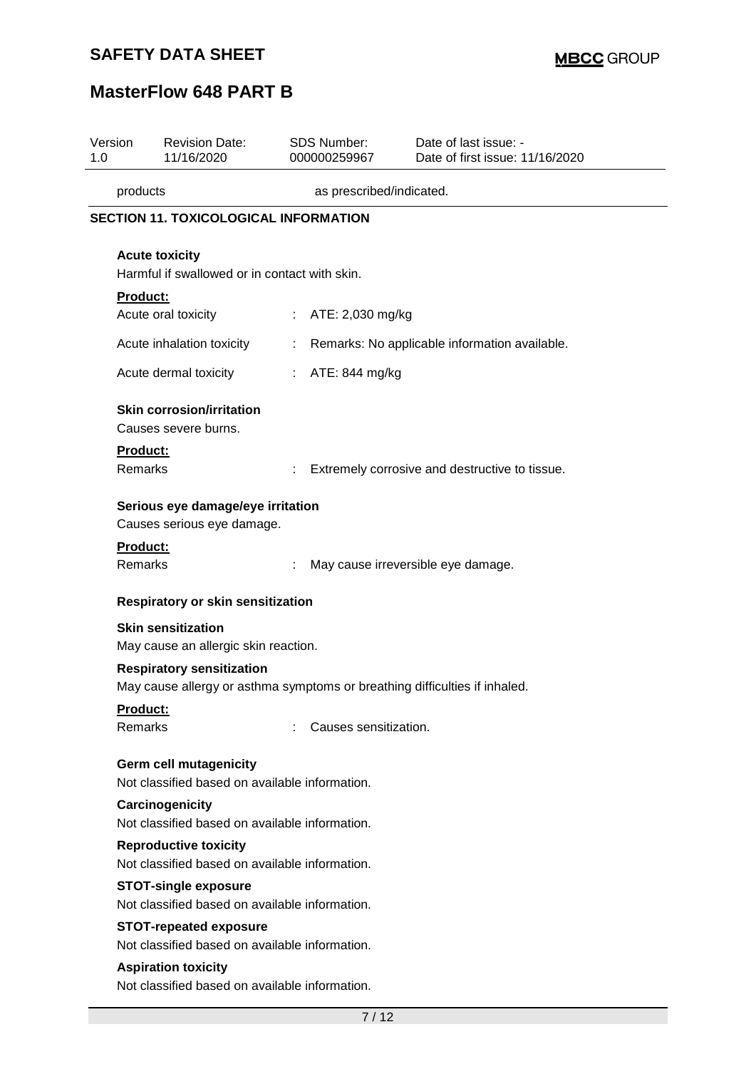| Version | Revision Date: | SDS Number: | Date of last issue: - |
|---|---|---|---|
| 1.0 | 11/16/2020 | 000000259967 | Date of first issue: 11/16/2020 |

products as prescribed/indicated.

## SECTION 11. TOXICOLOGICAL INFORMATION

**Acute toxicity**

Harmful if swallowed or in contact with skin.

**Product:**

| | | |
|---|---|---|
| Acute oral toxicity | : | ATE: 2,030 mg/kg |
| Acute inhalation toxicity | : | Remarks: No applicable information available. |
| Acute dermal toxicity | : | ATE: 844 mg/kg |

**Skin corrosion/irritation**

Causes severe burns.

**Product:**

Remarks : Extremely corrosive and destructive to tissue.

**Serious eye damage/eye irritation**

Causes serious eye damage.

**Product:**

Remarks : May cause irreversible eye damage.

**Respiratory or skin sensitization**

**Skin sensitization**

May cause an allergic skin reaction.

**Respiratory sensitization**

May cause allergy or asthma symptoms or breathing difficulties if inhaled.

**Product:**

Remarks : Causes sensitization.

**Germ cell mutagenicity**

Not classified based on available information.

**Carcinogenicity**

Not classified based on available information.

**Reproductive toxicity**

Not classified based on available information.

**STOT-single exposure**

Not classified based on available information.

**STOT-repeated exposure**

Not classified based on available information.

**Aspiration toxicity**

Not classified based on available information.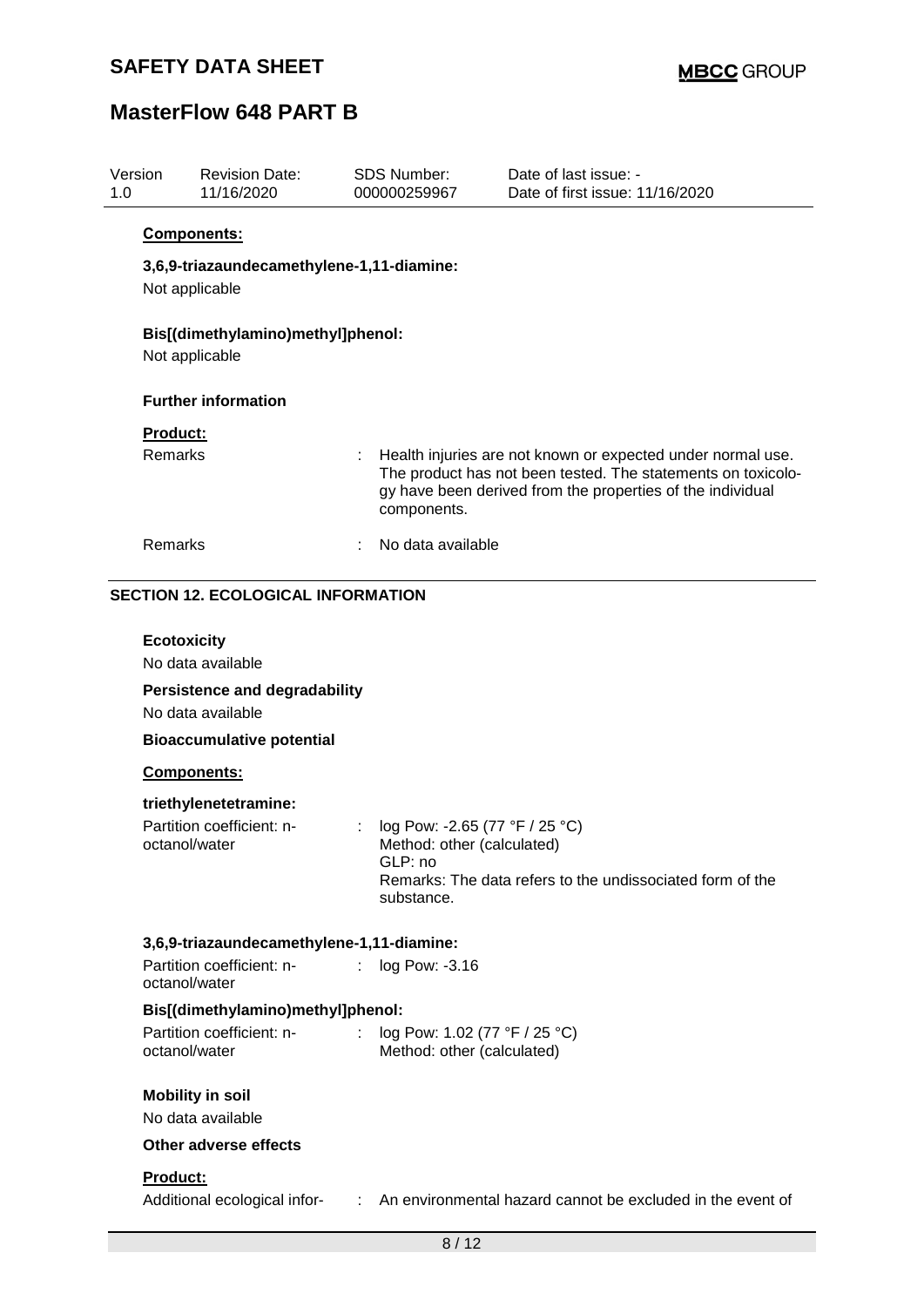**Components:**

**3,6,9-triazaundecamethylene-1,11-diamine:**

Not applicable

**Bis[(dimethylamino)methyl]phenol:**

Not applicable

**Further information**

**Product:**

| | | |
|---|---|---|
| Remarks | : | Health injuries are not known or expected under normal use. The product has not been tested. The statements on toxicology have been derived from the properties of the individual components. |
| Remarks | : | No data available |

## SECTION 12. ECOLOGICAL INFORMATION

**Ecotoxicity**

No data available

**Persistence and degradability**

No data available

**Bioaccumulative potential**

**Components:**

**triethylenetetramine:**

| | | |
|---|---|---|
| Partition coefficient: n-octanol/water | : | log Pow: -2.65 (77 °F / 25 °C)<br>Method: other (calculated)<br>GLP: no<br>Remarks: The data refers to the undissociated form of the substance. |

**3,6,9-triazaundecamethylene-1,11-diamine:**

| | | |
|---|---|---|
| Partition coefficient: n-octanol/water | : | log Pow: -3.16 |

**Bis[(dimethylamino)methyl]phenol:**

| | | |
|---|---|---|
| Partition coefficient: n-octanol/water | : | log Pow: 1.02 (77 °F / 25 °C)<br>Method: other (calculated) |

**Mobility in soil**

No data available

**Other adverse effects**

**Product:**

| | | |
|---|---|---|
| Additional ecological infor- | : | An environmental hazard cannot be excluded in the event of |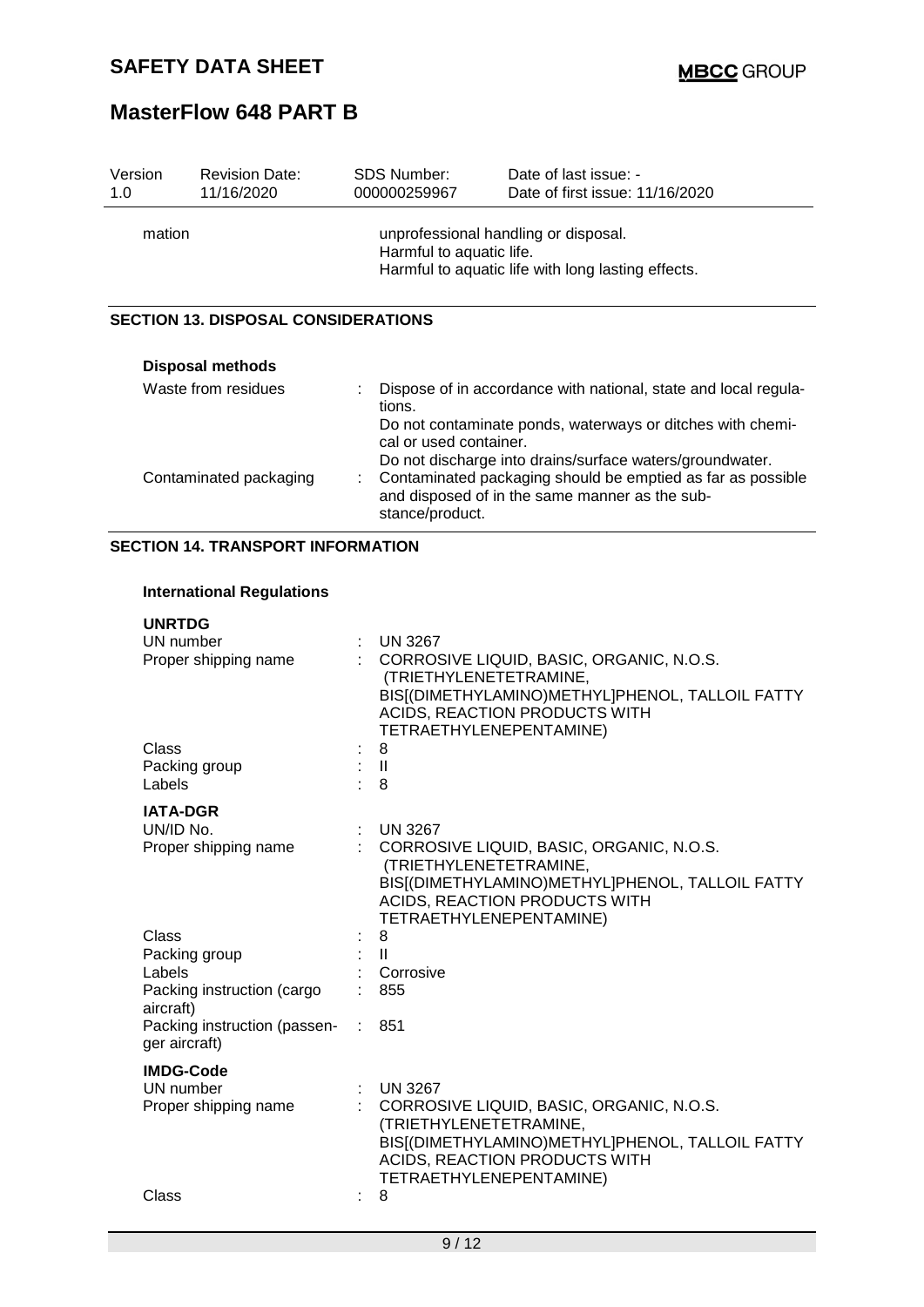| | | | |
|---|---|---|---|
| Version 1.0 | Revision Date: 11/16/2020 | SDS Number: 000000259967 | Date of last issue: - Date of first issue: 11/16/2020 |

mation : unprofessional handling or disposal.
Harmful to aquatic life.
Harmful to aquatic life with long lasting effects.

## SECTION 13. DISPOSAL CONSIDERATIONS

**Disposal methods**

| | |
|---|---|
| Waste from residues | : Dispose of in accordance with national, state and local regulations. Do not contaminate ponds, waterways or ditches with chemical or used container. Do not discharge into drains/surface waters/groundwater. |
| Contaminated packaging | : Contaminated packaging should be emptied as far as possible and disposed of in the same manner as the substance/product. |

## SECTION 14. TRANSPORT INFORMATION

**International Regulations**

**UNRTDG**

| | |
|---|---|
| UN number | : UN 3267 |
| Proper shipping name | : CORROSIVE LIQUID, BASIC, ORGANIC, N.O.S. (TRIETHYLENETETRAMINE, BIS[(DIMETHYLAMINO)METHYL]PHENOL, TALLOIL FATTY ACIDS, REACTION PRODUCTS WITH TETRAETHYLENEPENTAMINE) |
| Class | : 8 |
| Packing group | : II |
| Labels | : 8 |

**IATA-DGR**

| | |
|---|---|
| UN/ID No. | : UN 3267 |
| Proper shipping name | : CORROSIVE LIQUID, BASIC, ORGANIC, N.O.S. (TRIETHYLENETETRAMINE, BIS[(DIMETHYLAMINO)METHYL]PHENOL, TALLOIL FATTY ACIDS, REACTION PRODUCTS WITH TETRAETHYLENEPENTAMINE) |
| Class | : 8 |
| Packing group | : II |
| Labels | : Corrosive |
| Packing instruction (cargo aircraft) | : 855 |
| Packing instruction (passenger aircraft) | : 851 |

**IMDG-Code**

| | |
|---|---|
| UN number | : UN 3267 |
| Proper shipping name | : CORROSIVE LIQUID, BASIC, ORGANIC, N.O.S. (TRIETHYLENETETRAMINE, BIS[(DIMETHYLAMINO)METHYL]PHENOL, TALLOIL FATTY ACIDS, REACTION PRODUCTS WITH TETRAETHYLENEPENTAMINE) |
| Class | : 8 |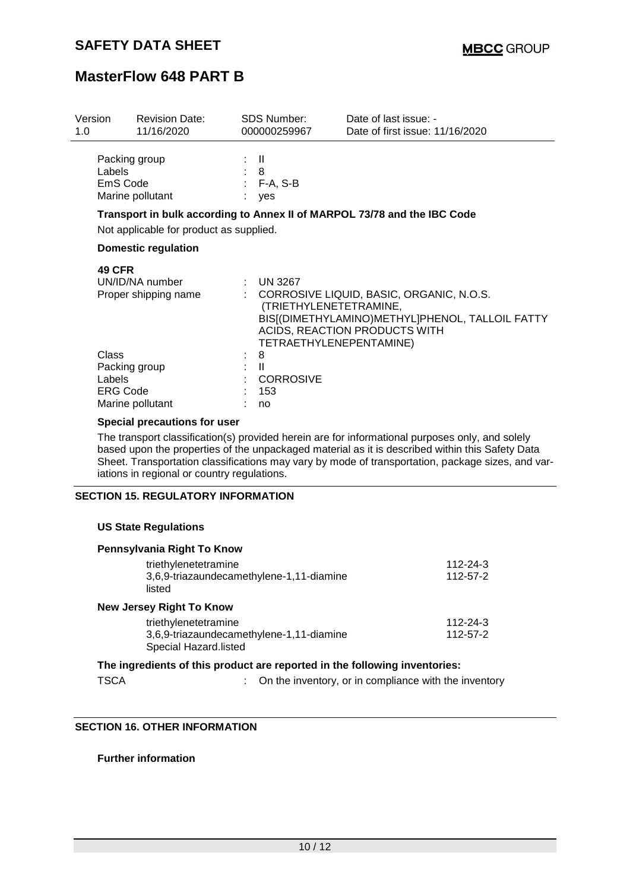| Version | Revision Date: | SDS Number: | Date of last issue: - |
|---|---|---|---|
| 1.0 | 11/16/2020 | 000000259967 | Date of first issue: 11/16/2020 |

Packing group : II
Labels : 8
EmS Code : F-A, S-B
Marine pollutant : yes

**Transport in bulk according to Annex II of MARPOL 73/78 and the IBC Code**

Not applicable for product as supplied.

**Domestic regulation**

**49 CFR**

UN/ID/NA number : UN 3267
Proper shipping name : CORROSIVE LIQUID, BASIC, ORGANIC, N.O.S. (TRIETHYLENETETRAMINE, BIS[(DIMETHYLAMINO)METHYL]PHENOL, TALLOIL FATTY ACIDS, REACTION PRODUCTS WITH TETRAETHYLENEPENTAMINE)
Class : 8
Packing group : II
Labels : CORROSIVE
ERG Code : 153
Marine pollutant : no

**Special precautions for user**

The transport classification(s) provided herein are for informational purposes only, and solely based upon the properties of the unpackaged material as it is described within this Safety Data Sheet. Transportation classifications may vary by mode of transportation, package sizes, and variations in regional or country regulations.

## SECTION 15. REGULATORY INFORMATION

**US State Regulations**

**Pennsylvania Right To Know**

| | |
|---|---|
| triethylenetetramine | 112-24-3 |
| 3,6,9-triazaundecamethylene-1,11-diamine | 112-57-2 |
| listed | |

**New Jersey Right To Know**

| | |
|---|---|
| triethylenetetramine | 112-24-3 |
| 3,6,9-triazaundecamethylene-1,11-diamine | 112-57-2 |
| Special Hazard.listed | |

**The ingredients of this product are reported in the following inventories:**

TSCA : On the inventory, or in compliance with the inventory

## SECTION 16. OTHER INFORMATION

**Further information**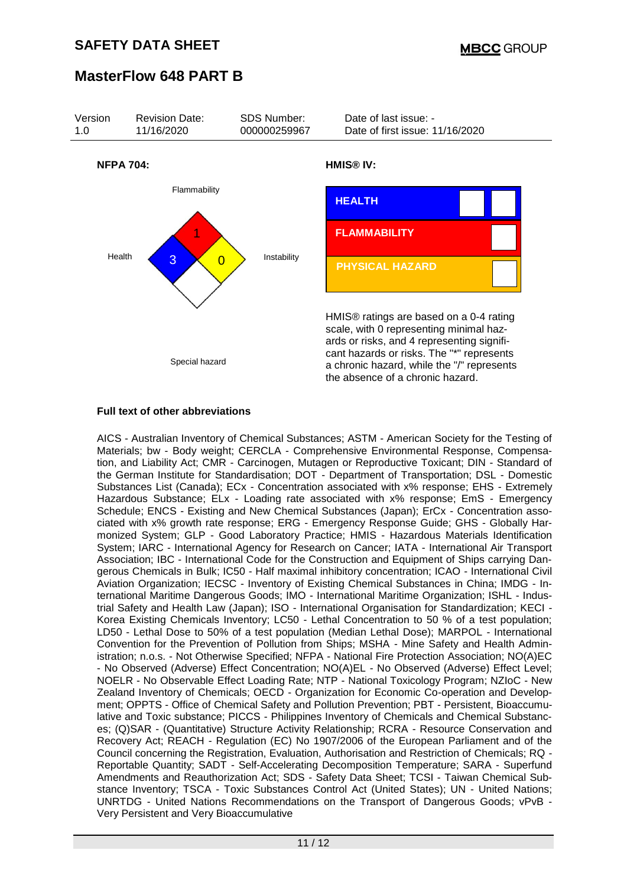| Version | Revision Date: | SDS Number: | Date of last issue: - |
|---|---|---|---|
| 1.0 | 11/16/2020 | 000000259967 | Date of first issue: 11/16/2020 |

**NFPA 704:**

Flammability: 1
Health: 3
Instability: 0
Special hazard

**HMIS® IV:**

| HEALTH | | |
|---|---|---|
| FLAMMABILITY | | |
| PHYSICAL HAZARD | | |

HMIS® ratings are based on a 0-4 rating scale, with 0 representing minimal hazards or risks, and 4 representing significant hazards or risks. The "*" represents a chronic hazard, while the "/" represents the absence of a chronic hazard.

**Full text of other abbreviations**

AICS - Australian Inventory of Chemical Substances; ASTM - American Society for the Testing of Materials; bw - Body weight; CERCLA - Comprehensive Environmental Response, Compensation, and Liability Act; CMR - Carcinogen, Mutagen or Reproductive Toxicant; DIN - Standard of the German Institute for Standardisation; DOT - Department of Transportation; DSL - Domestic Substances List (Canada); ECx - Concentration associated with x% response; EHS - Extremely Hazardous Substance; ELx - Loading rate associated with x% response; EmS - Emergency Schedule; ENCS - Existing and New Chemical Substances (Japan); ErCx - Concentration associated with x% growth rate response; ERG - Emergency Response Guide; GHS - Globally Harmonized System; GLP - Good Laboratory Practice; HMIS - Hazardous Materials Identification System; IARC - International Agency for Research on Cancer; IATA - International Air Transport Association; IBC - International Code for the Construction and Equipment of Ships carrying Dangerous Chemicals in Bulk; IC50 - Half maximal inhibitory concentration; ICAO - International Civil Aviation Organization; IECSC - Inventory of Existing Chemical Substances in China; IMDG - International Maritime Dangerous Goods; IMO - International Maritime Organization; ISHL - Industrial Safety and Health Law (Japan); ISO - International Organisation for Standardization; KECI - Korea Existing Chemicals Inventory; LC50 - Lethal Concentration to 50 % of a test population; LD50 - Lethal Dose to 50% of a test population (Median Lethal Dose); MARPOL - International Convention for the Prevention of Pollution from Ships; MSHA - Mine Safety and Health Administration; n.o.s. - Not Otherwise Specified; NFPA - National Fire Protection Association; NO(A)EC - No Observed (Adverse) Effect Concentration; NO(A)EL - No Observed (Adverse) Effect Level; NOELR - No Observable Effect Loading Rate; NTP - National Toxicology Program; NZIoC - New Zealand Inventory of Chemicals; OECD - Organization for Economic Co-operation and Development; OPPTS - Office of Chemical Safety and Pollution Prevention; PBT - Persistent, Bioaccumulative and Toxic substance; PICCS - Philippines Inventory of Chemicals and Chemical Substances; (Q)SAR - (Quantitative) Structure Activity Relationship; RCRA - Resource Conservation and Recovery Act; REACH - Regulation (EC) No 1907/2006 of the European Parliament and of the Council concerning the Registration, Evaluation, Authorisation and Restriction of Chemicals; RQ - Reportable Quantity; SADT - Self-Accelerating Decomposition Temperature; SARA - Superfund Amendments and Reauthorization Act; SDS - Safety Data Sheet; TCSI - Taiwan Chemical Substance Inventory; TSCA - Toxic Substances Control Act (United States); UN - United Nations; UNRTDG - United Nations Recommendations on the Transport of Dangerous Goods; vPvB - Very Persistent and Very Bioaccumulative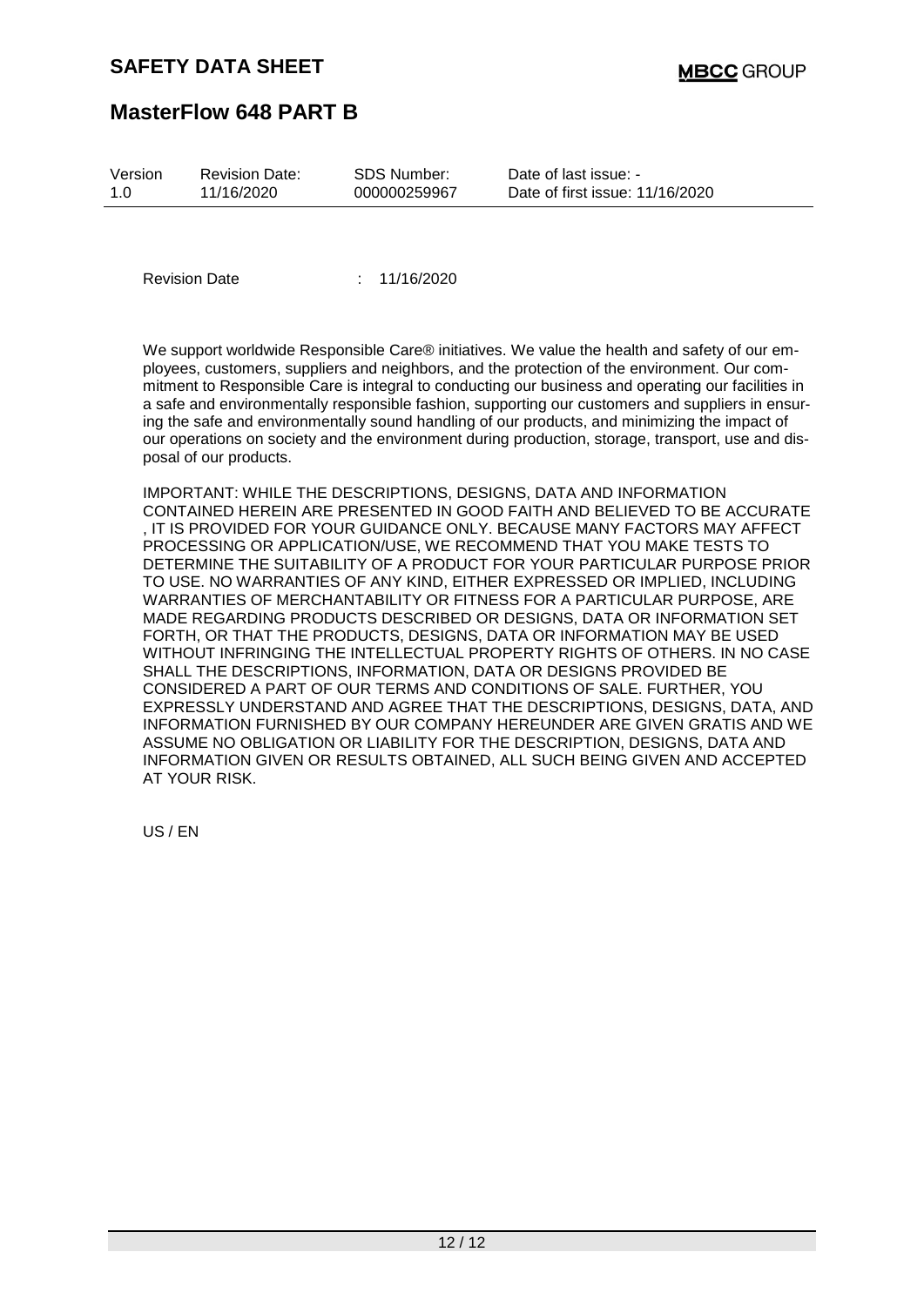Revision Date : 11/16/2020

We support worldwide Responsible Care® initiatives. We value the health and safety of our employees, customers, suppliers and neighbors, and the protection of the environment. Our commitment to Responsible Care is integral to conducting our business and operating our facilities in a safe and environmentally responsible fashion, supporting our customers and suppliers in ensuring the safe and environmentally sound handling of our products, and minimizing the impact of our operations on society and the environment during production, storage, transport, use and disposal of our products.

IMPORTANT: WHILE THE DESCRIPTIONS, DESIGNS, DATA AND INFORMATION CONTAINED HEREIN ARE PRESENTED IN GOOD FAITH AND BELIEVED TO BE ACCURATE , IT IS PROVIDED FOR YOUR GUIDANCE ONLY. BECAUSE MANY FACTORS MAY AFFECT PROCESSING OR APPLICATION/USE, WE RECOMMEND THAT YOU MAKE TESTS TO DETERMINE THE SUITABILITY OF A PRODUCT FOR YOUR PARTICULAR PURPOSE PRIOR TO USE. NO WARRANTIES OF ANY KIND, EITHER EXPRESSED OR IMPLIED, INCLUDING WARRANTIES OF MERCHANTABILITY OR FITNESS FOR A PARTICULAR PURPOSE, ARE MADE REGARDING PRODUCTS DESCRIBED OR DESIGNS, DATA OR INFORMATION SET FORTH, OR THAT THE PRODUCTS, DESIGNS, DATA OR INFORMATION MAY BE USED WITHOUT INFRINGING THE INTELLECTUAL PROPERTY RIGHTS OF OTHERS. IN NO CASE SHALL THE DESCRIPTIONS, INFORMATION, DATA OR DESIGNS PROVIDED BE CONSIDERED A PART OF OUR TERMS AND CONDITIONS OF SALE. FURTHER, YOU EXPRESSLY UNDERSTAND AND AGREE THAT THE DESCRIPTIONS, DESIGNS, DATA, AND INFORMATION FURNISHED BY OUR COMPANY HEREUNDER ARE GIVEN GRATIS AND WE ASSUME NO OBLIGATION OR LIABILITY FOR THE DESCRIPTION, DESIGNS, DATA AND INFORMATION GIVEN OR RESULTS OBTAINED, ALL SUCH BEING GIVEN AND ACCEPTED AT YOUR RISK.

US / EN